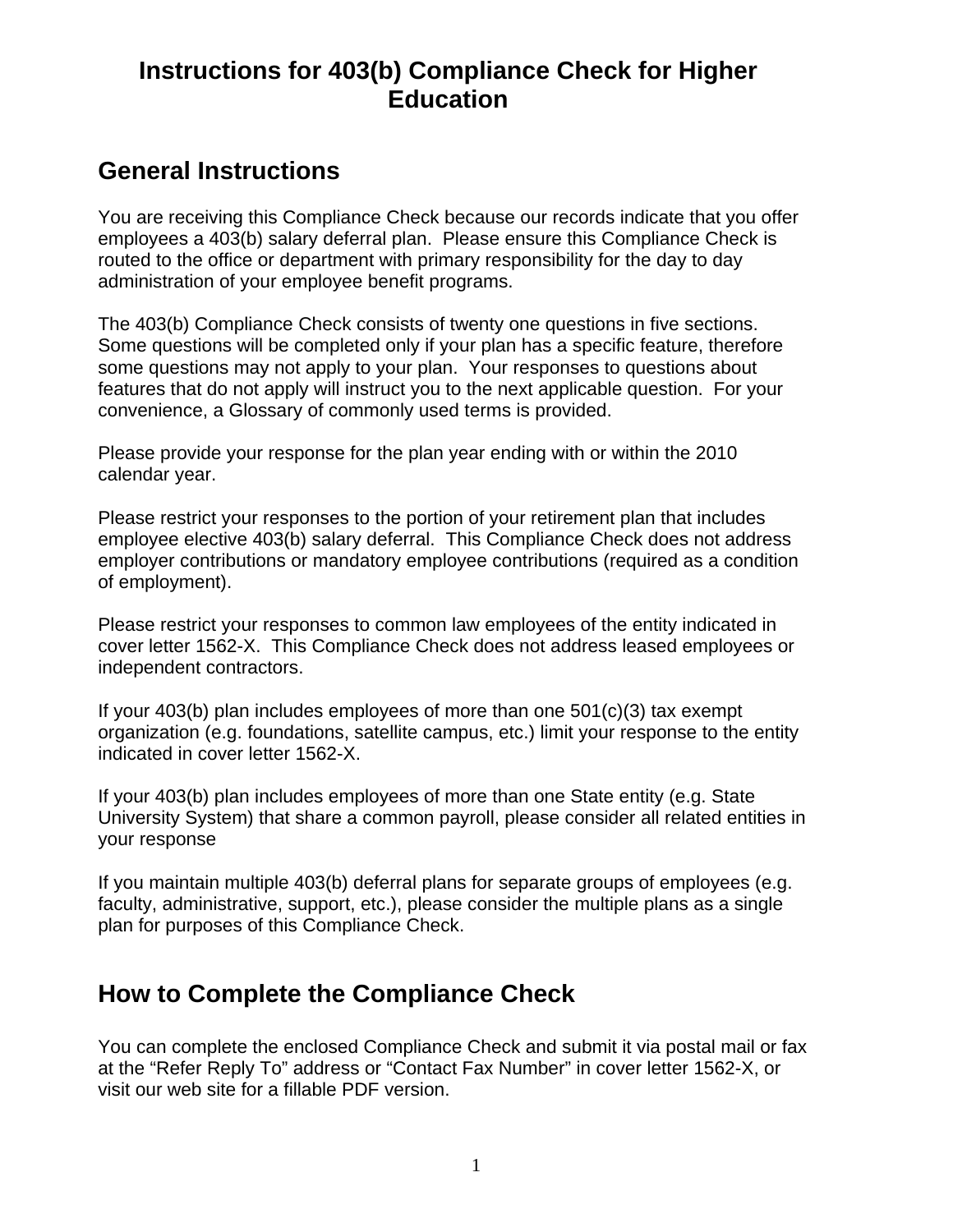# Instructions for 403(b) Compliance Check for Higher Education

## General Instructions

You are receiving this Compliance Check because our records indicate that you offer employees a 403(b) salary deferral plan. Please ensure this Compliance Check is routed to the office or department with primary responsibility for the day to day administration of your employee benefit programs.

The 403(b) Compliance Check consists of twenty one questions in five sections. Some questions will be completed only if your plan has a specific feature, therefore some questions may not apply to your plan. Your responses to questions about features that do not apply will instruct you to the next applicable question. For your convenience, a Glossary of commonly used terms is provided.

Please provide your response for the plan year ending with or within the 2010 calendar year.

Please restrict your responses to the portion of your retirement plan that includes employee elective 403(b) salary deferral. This Compliance Check does not address employer contributions or mandatory employee contributions (required as a condition of employment).

Please restrict your responses to common law employees of the entity indicated in cover letter 1562-X. This Compliance Check does not address leased employees or independent contractors.

If your 403(b) plan includes employees of more than one 501(c)(3) tax exempt organization (e.g. foundations, satellite campus, etc.) limit your response to the entity indicated in cover letter 1562-X.

If your 403(b) plan includes employees of more than one State entity (e.g. State University System) that share a common payroll, please consider all related entities in your response

If you maintain multiple 403(b) deferral plans for separate groups of employees (e.g. faculty, administrative, support, etc.), please consider the multiple plans as a single plan for purposes of this Compliance Check.

## How to Complete the Compliance Check

You can complete the enclosed Compliance Check and submit it via postal mail or fax at the “Refer Reply To” address or “Contact Fax Number” in cover letter 1562-X, or visit our web site for a fillable PDF version.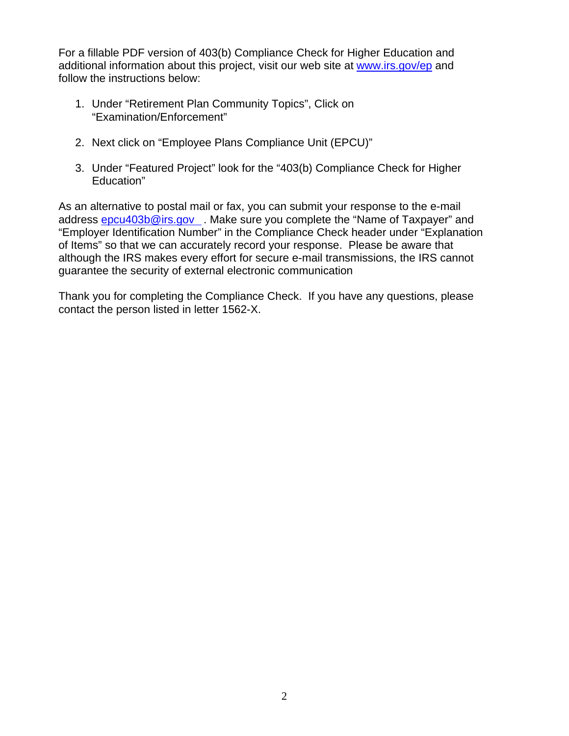For a fillable PDF version of 403(b) Compliance Check for Higher Education and additional information about this project, visit our web site at www.irs.gov/ep and follow the instructions below:

1. Under "Retirement Plan Community Topics", Click on "Examination/Enforcement"

2. Next click on "Employee Plans Compliance Unit (EPCU)"

3. Under "Featured Project" look for the "403(b) Compliance Check for Higher Education"

As an alternative to postal mail or fax, you can submit your response to the e-mail address epcu403b@irs.gov . Make sure you complete the "Name of Taxpayer" and "Employer Identification Number" in the Compliance Check header under "Explanation of Items" so that we can accurately record your response. Please be aware that although the IRS makes every effort for secure e-mail transmissions, the IRS cannot guarantee the security of external electronic communication

Thank you for completing the Compliance Check. If you have any questions, please contact the person listed in letter 1562-X.